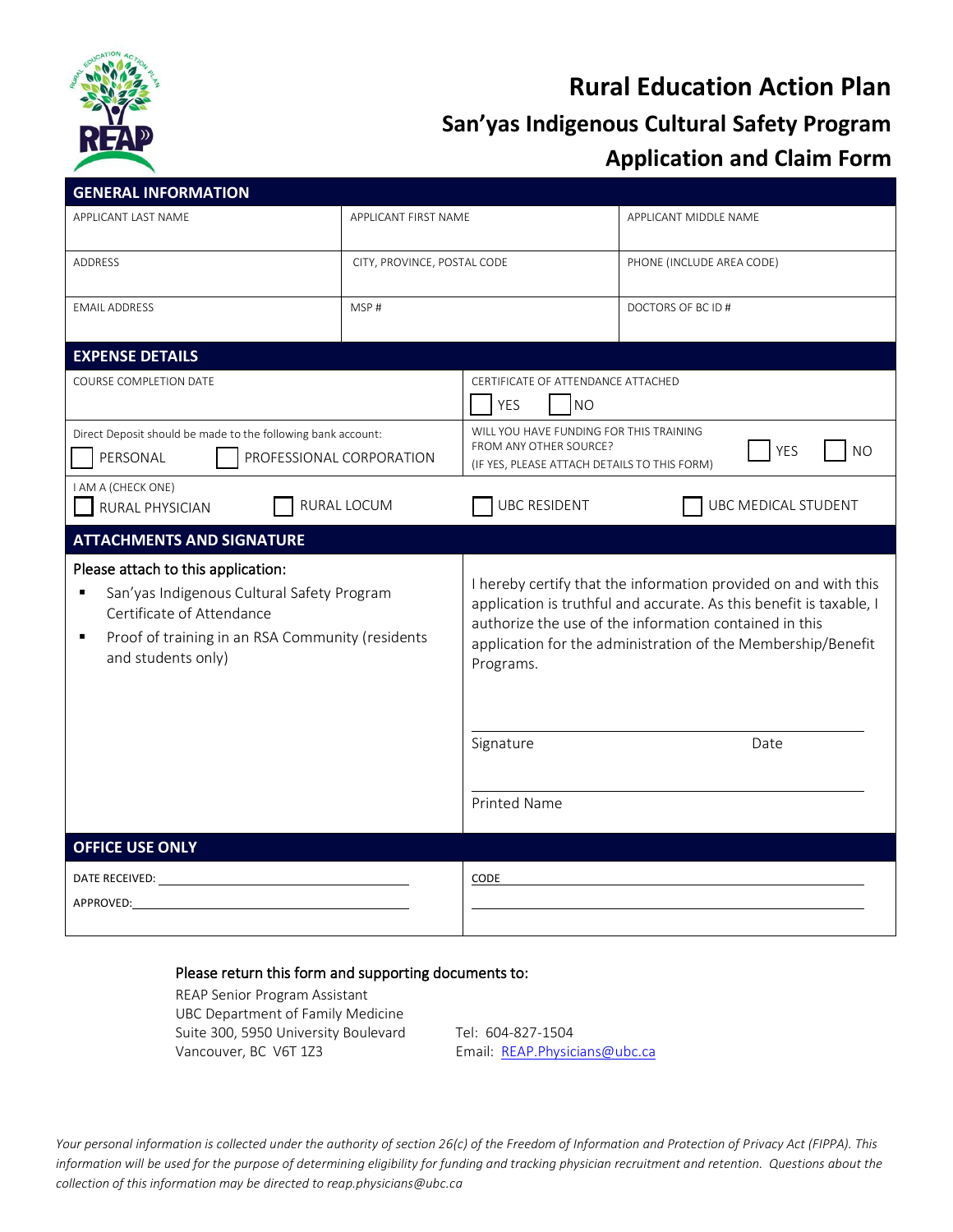# Rural Education Action Plan

## San'yas Indigenous Cultural Safety Program

## Application and Claim Form

### GENERAL INFORMATION

| APPLICANT LAST NAME | APPLICANT FIRST NAME | APPLICANT MIDDLE NAME |
|---|---|---|
| | | |
| ADDRESS | CITY, PROVINCE, POSTAL CODE | PHONE (INCLUDE AREA CODE) |
| | | |
| EMAIL ADDRESS | MSP # | DOCTORS OF BC ID # |
| | | |

### EXPENSE DETAILS

| COURSE COMPLETION DATE | CERTIFICATE OF ATTENDANCE ATTACHED ☐ YES ☐ NO |
|---|---|
| Direct Deposit should be made to the following bank account: ☐ PERSONAL ☐ PROFESSIONAL CORPORATION | WILL YOU HAVE FUNDING FOR THIS TRAINING FROM ANY OTHER SOURCE? (IF YES, PLEASE ATTACH DETAILS TO THIS FORM) ☐ YES ☐ NO |

I AM A (CHECK ONE)
☐ RURAL PHYSICIAN ☐ RURAL LOCUM ☐ UBC RESIDENT ☐ UBC MEDICAL STUDENT

### ATTACHMENTS AND SIGNATURE

Please attach to this application:

- San'yas Indigenous Cultural Safety Program Certificate of Attendance
- Proof of training in an RSA Community (residents and students only)

I hereby certify that the information provided on and with this application is truthful and accurate. As this benefit is taxable, I authorize the use of the information contained in this application for the administration of the Membership/Benefit Programs.

Signature ______________________ Date ______________

Printed Name ______________________

### OFFICE USE ONLY

DATE RECEIVED: ______________________

APPROVED: ______________________

CODE ______________________

**Please return this form and supporting documents to:**

REAP Senior Program Assistant
UBC Department of Family Medicine
Suite 300, 5950 University Boulevard
Vancouver, BC V6T 1Z3

Tel: 604-827-1504
Email: REAP.Physicians@ubc.ca

*Your personal information is collected under the authority of section 26(c) of the Freedom of Information and Protection of Privacy Act (FIPPA). This information will be used for the purpose of determining eligibility for funding and tracking physician recruitment and retention. Questions about the collection of this information may be directed to reap.physicians@ubc.ca*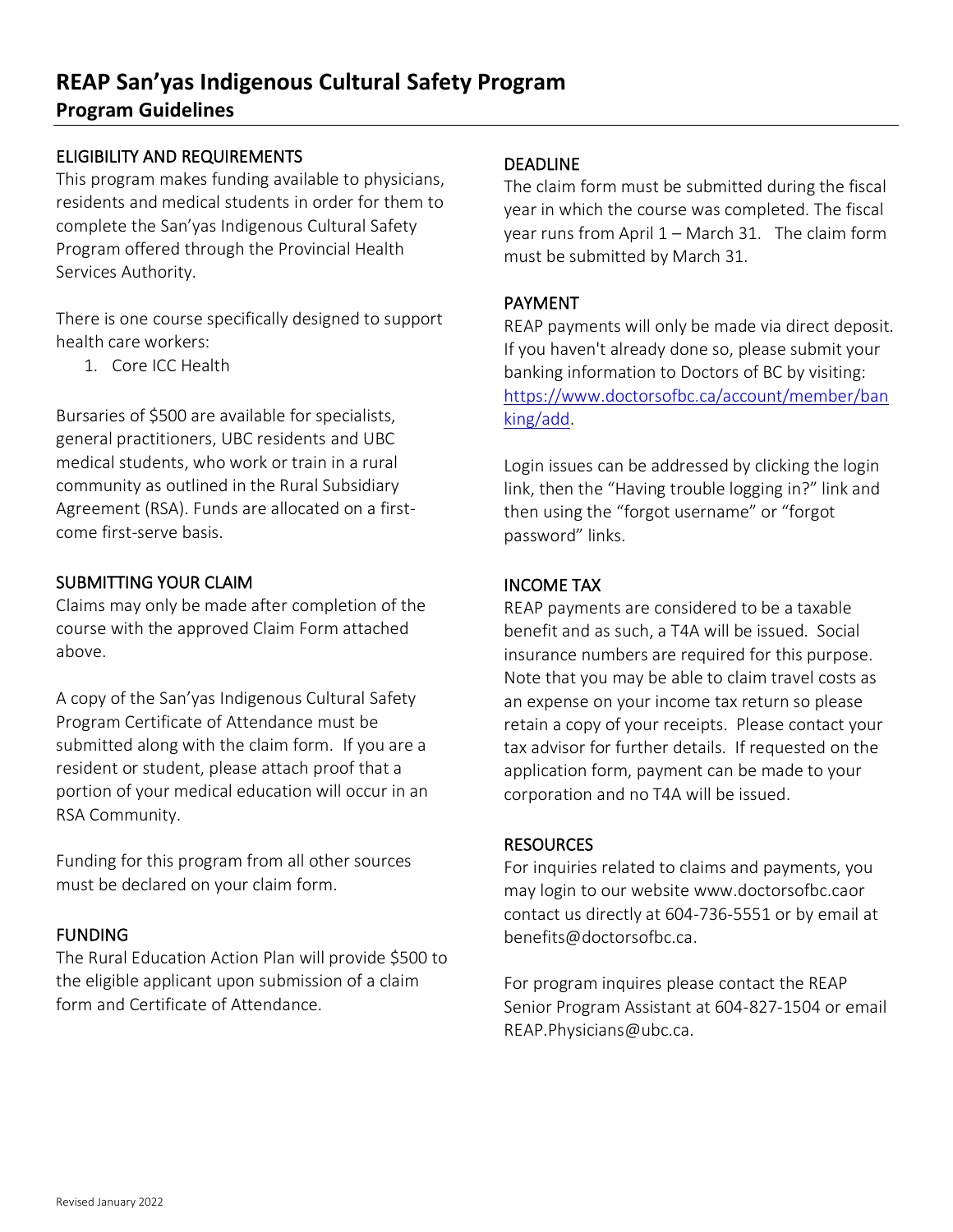# REAP San'yas Indigenous Cultural Safety Program

## Program Guidelines

### ELIGIBILITY AND REQUIREMENTS

This program makes funding available to physicians, residents and medical students in order for them to complete the San'yas Indigenous Cultural Safety Program offered through the Provincial Health Services Authority.

There is one course specifically designed to support health care workers:

1. Core ICC Health

Bursaries of $500 are available for specialists, general practitioners, UBC residents and UBC medical students, who work or train in a rural community as outlined in the Rural Subsidiary Agreement (RSA). Funds are allocated on a first-come first-serve basis.

### SUBMITTING YOUR CLAIM

Claims may only be made after completion of the course with the approved Claim Form attached above.

A copy of the San'yas Indigenous Cultural Safety Program Certificate of Attendance must be submitted along with the claim form. If you are a resident or student, please attach proof that a portion of your medical education will occur in an RSA Community.

Funding for this program from all other sources must be declared on your claim form.

### FUNDING

The Rural Education Action Plan will provide $500 to the eligible applicant upon submission of a claim form and Certificate of Attendance.

### DEADLINE

The claim form must be submitted during the fiscal year in which the course was completed. The fiscal year runs from April 1 – March 31. The claim form must be submitted by March 31.

### PAYMENT

REAP payments will only be made via direct deposit. If you haven't already done so, please submit your banking information to Doctors of BC by visiting: [https://www.doctorsofbc.ca/account/member/banking/add](https://www.doctorsofbc.ca/account/member/banking/add).

Login issues can be addressed by clicking the login link, then the "Having trouble logging in?" link and then using the "forgot username" or "forgot password" links.

### INCOME TAX

REAP payments are considered to be a taxable benefit and as such, a T4A will be issued. Social insurance numbers are required for this purpose. Note that you may be able to claim travel costs as an expense on your income tax return so please retain a copy of your receipts. Please contact your tax advisor for further details. If requested on the application form, payment can be made to your corporation and no T4A will be issued.

### RESOURCES

For inquiries related to claims and payments, you may login to our website www.doctorsofbc.caor contact us directly at 604-736-5551 or by email at benefits@doctorsofbc.ca.

For program inquires please contact the REAP Senior Program Assistant at 604-827-1504 or email REAP.Physicians@ubc.ca.

Revised January 2022